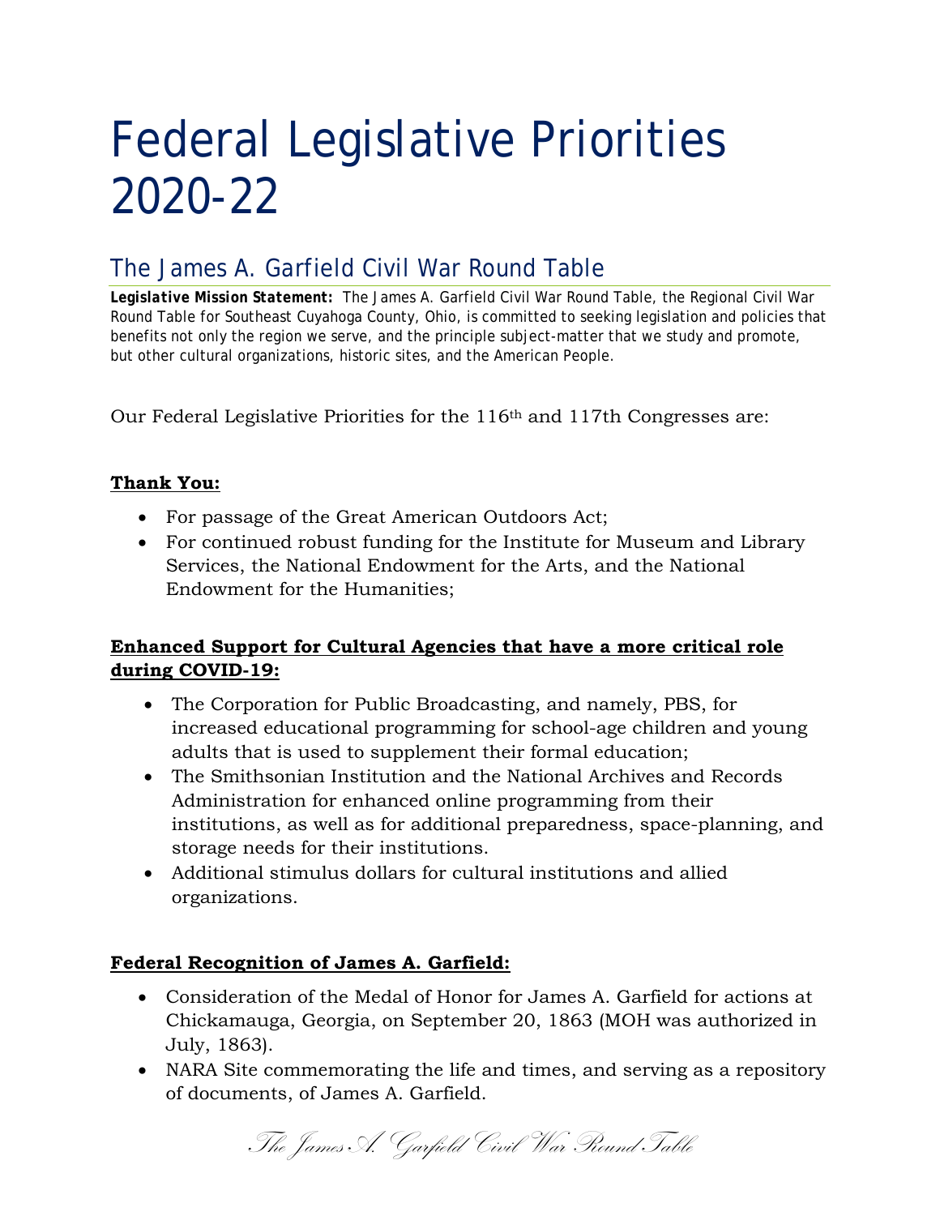# Federal Legislative Priorities 2020-22

## The James A. Garfield Civil War Round Table

***Legislative Mission Statement:*** *The James A. Garfield Civil War Round Table, the Regional Civil War Round Table for Southeast Cuyahoga County, Ohio, is committed to seeking legislation and policies that benefits not only the region we serve, and the principle subject-matter that we study and promote, but other cultural organizations, historic sites, and the American People.*

Our Federal Legislative Priorities for the 116th and 117th Congresses are:

**Thank You:**

- For passage of the Great American Outdoors Act;
- For continued robust funding for the Institute for Museum and Library Services, the National Endowment for the Arts, and the National Endowment for the Humanities;

**Enhanced Support for Cultural Agencies that have a more critical role during COVID-19:**

- The Corporation for Public Broadcasting, and namely, PBS, for increased educational programming for school-age children and young adults that is used to supplement their formal education;
- The Smithsonian Institution and the National Archives and Records Administration for enhanced online programming from their institutions, as well as for additional preparedness, space-planning, and storage needs for their institutions.
- Additional stimulus dollars for cultural institutions and allied organizations.

**Federal Recognition of James A. Garfield:**

- Consideration of the Medal of Honor for James A. Garfield for actions at Chickamauga, Georgia, on September 20, 1863 (MOH was authorized in July, 1863).
- NARA Site commemorating the life and times, and serving as a repository of documents, of James A. Garfield.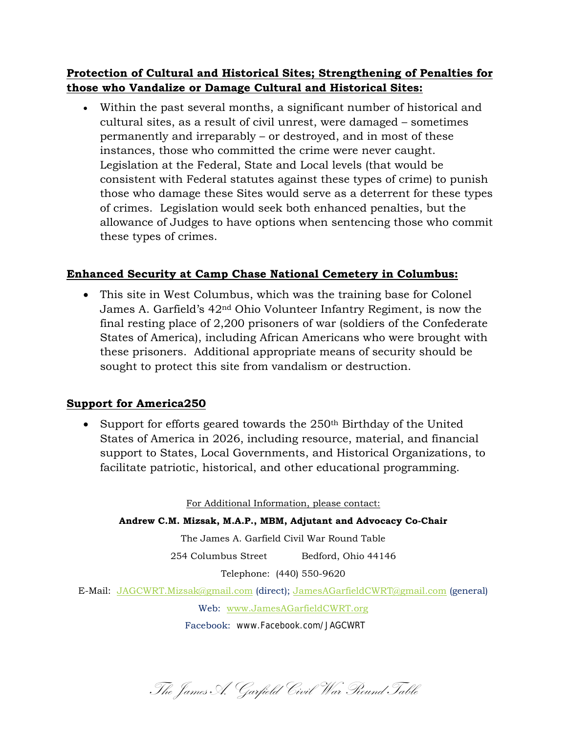**Protection of Cultural and Historical Sites; Strengthening of Penalties for those who Vandalize or Damage Cultural and Historical Sites:**

- Within the past several months, a significant number of historical and cultural sites, as a result of civil unrest, were damaged – sometimes permanently and irreparably – or destroyed, and in most of these instances, those who committed the crime were never caught. Legislation at the Federal, State and Local levels (that would be consistent with Federal statutes against these types of crime) to punish those who damage these Sites would serve as a deterrent for these types of crimes. Legislation would seek both enhanced penalties, but the allowance of Judges to have options when sentencing those who commit these types of crimes.

**Enhanced Security at Camp Chase National Cemetery in Columbus:**

- This site in West Columbus, which was the training base for Colonel James A. Garfield's 42nd Ohio Volunteer Infantry Regiment, is now the final resting place of 2,200 prisoners of war (soldiers of the Confederate States of America), including African Americans who were brought with these prisoners. Additional appropriate means of security should be sought to protect this site from vandalism or destruction.

**Support for America250**

- Support for efforts geared towards the 250th Birthday of the United States of America in 2026, including resource, material, and financial support to States, Local Governments, and Historical Organizations, to facilitate patriotic, historical, and other educational programming.

For Additional Information, please contact:

**Andrew C.M. Mizsak, M.A.P., MBM, Adjutant and Advocacy Co-Chair**

The James A. Garfield Civil War Round Table

254 Columbus Street Bedford, Ohio 44146

Telephone: (440) 550-9620

E-Mail: JAGCWRT.Mizsak@gmail.com (direct); JamesAGarfieldCWRT@gmail.com (general)

Web: www.JamesAGarfieldCWRT.org

Facebook: www.Facebook.com/JAGCWRT

*The James A. Garfield Civil War Round Table*